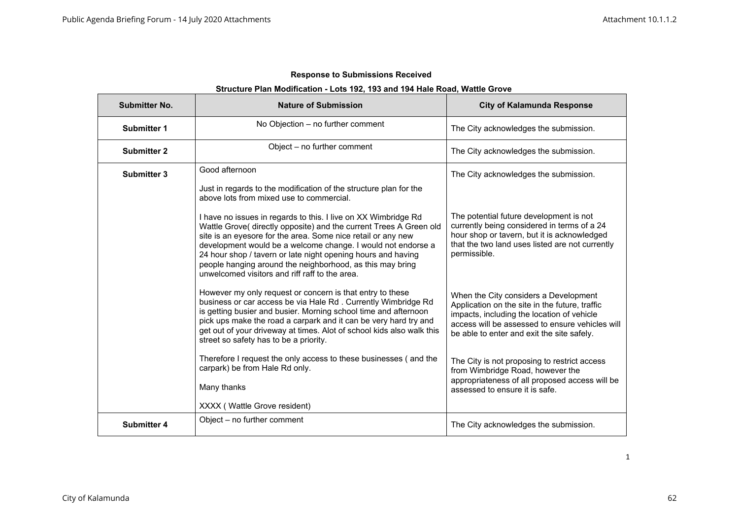**Response to Submissions Received**

**Structure Plan Modification - Lots 192, 193 and 194 Hale Road, Wattle Grove**

| Submitter No. | Nature of Submission | City of Kalamunda Response |
|---|---|---|
| **Submitter 1** | No Objection – no further comment | The City acknowledges the submission. |
| **Submitter 2** | Object – no further comment | The City acknowledges the submission. |
| **Submitter 3** | Good afternoon<br><br>Just in regards to the modification of the structure plan for the above lots from mixed use to commercial.<br><br>I have no issues in regards to this. I live on XX Wimbridge Rd Wattle Grove( directly opposite) and the current Trees A Green old site is an eyesore for the area. Some nice retail or any new development would be a welcome change. I would not endorse a 24 hour shop / tavern or late night opening hours and having people hanging around the neighborhood, as this may bring unwelcomed visitors and riff raff to the area.<br><br>However my only request or concern is that entry to these business or car access be via Hale Rd . Currently Wimbridge Rd is getting busier and busier. Morning school time and afternoon pick ups make the road a carpark and it can be very hard try and get out of your driveway at times. Alot of school kids also walk this street so safety has to be a priority.<br><br>Therefore I request the only access to these businesses ( and the carpark) be from Hale Rd only.<br><br>Many thanks<br><br>XXXX ( Wattle Grove resident) | The City acknowledges the submission.<br><br>The potential future development is not currently being considered in terms of a 24 hour shop or tavern, but it is acknowledged that the two land uses listed are not currently permissible.<br><br>When the City considers a Development Application on the site in the future, traffic impacts, including the location of vehicle access will be assessed to ensure vehicles will be able to enter and exit the site safely.<br><br>The City is not proposing to restrict access from Wimbridge Road, however the appropriateness of all proposed access will be assessed to ensure it is safe. |
| **Submitter 4** | Object – no further comment | The City acknowledges the submission. |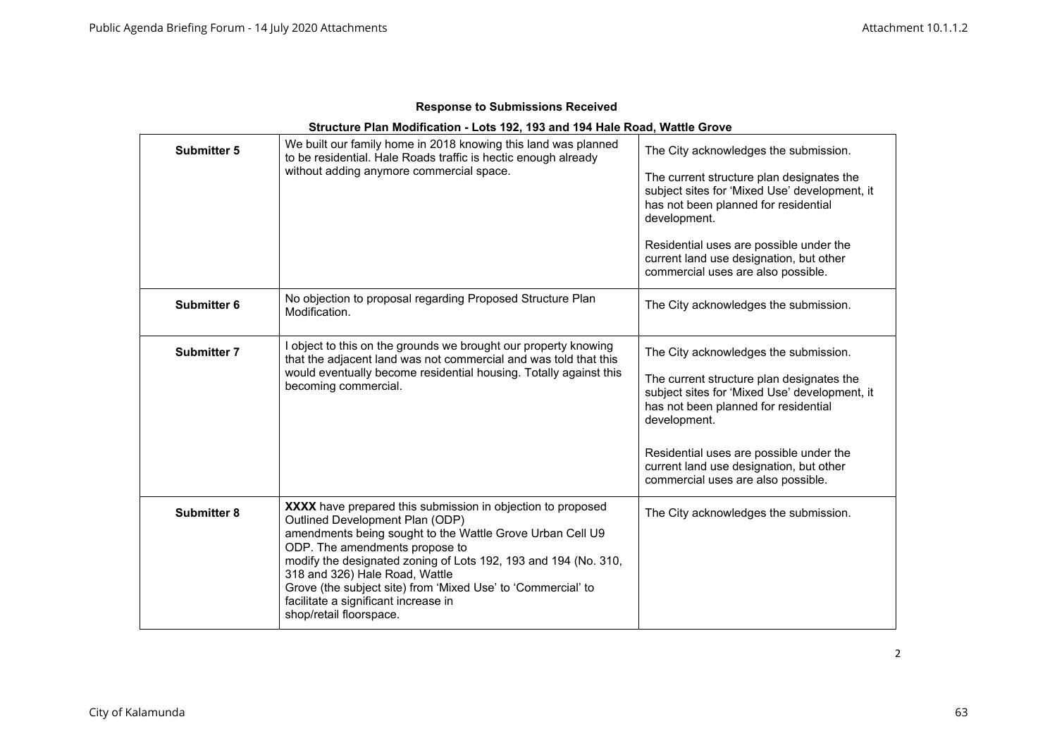**Response to Submissions Received**

**Structure Plan Modification - Lots 192, 193 and 194 Hale Road, Wattle Grove**

| | | |
|---|---|---|
| **Submitter 5** | We built our family home in 2018 knowing this land was planned to be residential. Hale Roads traffic is hectic enough already without adding anymore commercial space. | The City acknowledges the submission.<br><br>The current structure plan designates the subject sites for 'Mixed Use' development, it has not been planned for residential development.<br><br>Residential uses are possible under the current land use designation, but other commercial uses are also possible. |
| **Submitter 6** | No objection to proposal regarding Proposed Structure Plan Modification. | The City acknowledges the submission. |
| **Submitter 7** | I object to this on the grounds we brought our property knowing that the adjacent land was not commercial and was told that this would eventually become residential housing. Totally against this becoming commercial. | The City acknowledges the submission.<br><br>The current structure plan designates the subject sites for 'Mixed Use' development, it has not been planned for residential development.<br><br>Residential uses are possible under the current land use designation, but other commercial uses are also possible. |
| **Submitter 8** | **XXXX** have prepared this submission in objection to proposed Outlined Development Plan (ODP) amendments being sought to the Wattle Grove Urban Cell U9 ODP. The amendments propose to modify the designated zoning of Lots 192, 193 and 194 (No. 310, 318 and 326) Hale Road, Wattle Grove (the subject site) from 'Mixed Use' to 'Commercial' to facilitate a significant increase in shop/retail floorspace. | The City acknowledges the submission. |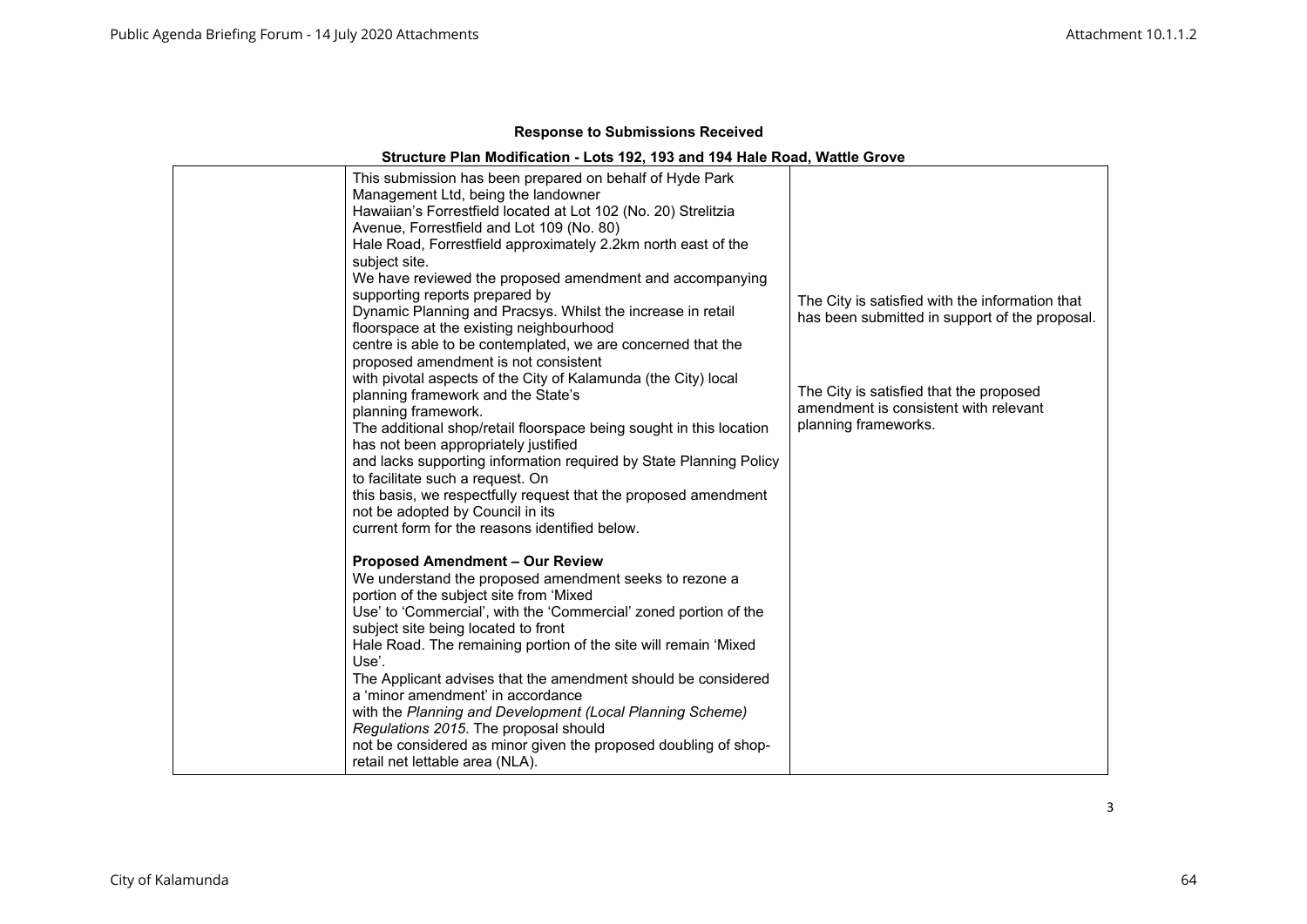**Response to Submissions Received**

**Structure Plan Modification - Lots 192, 193 and 194 Hale Road, Wattle Grove**

| | | |
|---|---|---|
| | This submission has been prepared on behalf of Hyde Park Management Ltd, being the landowner Hawaiian's Forrestfield located at Lot 102 (No. 20) Strelitzia Avenue, Forrestfield and Lot 109 (No. 80) Hale Road, Forrestfield approximately 2.2km north east of the subject site.<br>We have reviewed the proposed amendment and accompanying supporting reports prepared by Dynamic Planning and Pracsys. Whilst the increase in retail floorspace at the existing neighbourhood centre is able to be contemplated, we are concerned that the proposed amendment is not consistent with pivotal aspects of the City of Kalamunda (the City) local planning framework and the State's planning framework.<br>The additional shop/retail floorspace being sought in this location has not been appropriately justified and lacks supporting information required by State Planning Policy to facilitate such a request. On this basis, we respectfully request that the proposed amendment not be adopted by Council in its current form for the reasons identified below.<br><br>**Proposed Amendment – Our Review**<br>We understand the proposed amendment seeks to rezone a portion of the subject site from 'Mixed Use' to 'Commercial', with the 'Commercial' zoned portion of the subject site being located to front Hale Road. The remaining portion of the site will remain 'Mixed Use'.<br>The Applicant advises that the amendment should be considered a 'minor amendment' in accordance with the *Planning and Development (Local Planning Scheme) Regulations 2015*. The proposal should not be considered as minor given the proposed doubling of shop-retail net lettable area (NLA). | The City is satisfied with the information that has been submitted in support of the proposal.<br><br>The City is satisfied that the proposed amendment is consistent with relevant planning frameworks. |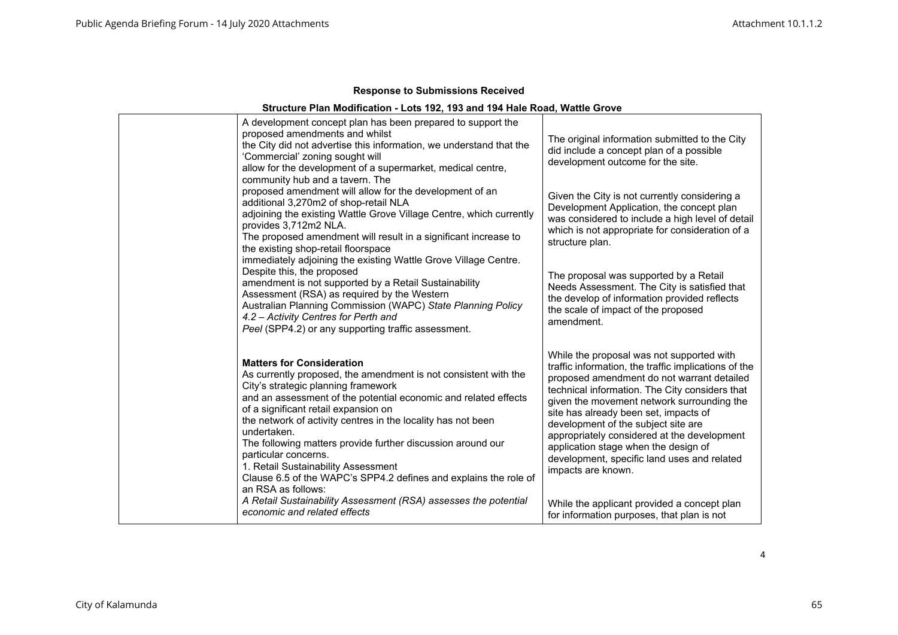**Response to Submissions Received**

**Structure Plan Modification - Lots 192, 193 and 194 Hale Road, Wattle Grove**

| | | |
|---|---|---|
| | A development concept plan has been prepared to support the proposed amendments and whilst the City did not advertise this information, we understand that the 'Commercial' zoning sought will allow for the development of a supermarket, medical centre, community hub and a tavern. The proposed amendment will allow for the development of an additional 3,270m2 of shop-retail NLA adjoining the existing Wattle Grove Village Centre, which currently provides 3,712m2 NLA.<br>The proposed amendment will result in a significant increase to the existing shop-retail floorspace immediately adjoining the existing Wattle Grove Village Centre. Despite this, the proposed amendment is not supported by a Retail Sustainability Assessment (RSA) as required by the Western Australian Planning Commission (WAPC) *State Planning Policy 4.2 – Activity Centres for Perth and Peel* (SPP4.2) or any supporting traffic assessment.<br><br>**Matters for Consideration**<br>As currently proposed, the amendment is not consistent with the City's strategic planning framework and an assessment of the potential economic and related effects of a significant retail expansion on the network of activity centres in the locality has not been undertaken.<br>The following matters provide further discussion around our particular concerns.<br>1. Retail Sustainability Assessment<br>Clause 6.5 of the WAPC's SPP4.2 defines and explains the role of an RSA as follows:<br>*A Retail Sustainability Assessment (RSA) assesses the potential economic and related effects* | The original information submitted to the City did include a concept plan of a possible development outcome for the site.<br><br>Given the City is not currently considering a Development Application, the concept plan was considered to include a high level of detail which is not appropriate for consideration of a structure plan.<br><br>The proposal was supported by a Retail Needs Assessment. The City is satisfied that the develop of information provided reflects the scale of impact of the proposed amendment.<br><br>While the proposal was not supported with traffic information, the traffic implications of the proposed amendment do not warrant detailed technical information. The City considers that given the movement network surrounding the site has already been set, impacts of development of the subject site are appropriately considered at the development application stage when the design of development, specific land uses and related impacts are known.<br><br>While the applicant provided a concept plan for information purposes, that plan is not |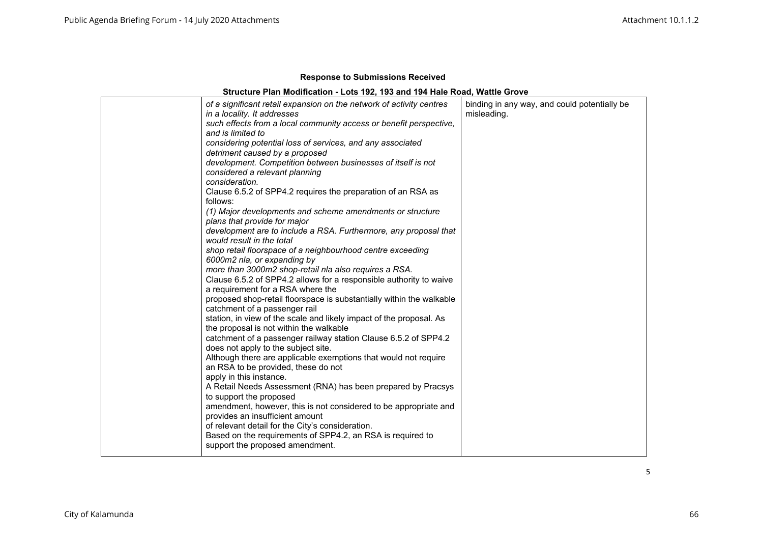**Response to Submissions Received**

**Structure Plan Modification - Lots 192, 193 and 194 Hale Road, Wattle Grove**

| | | |
|---|---|---|
| | *of a significant retail expansion on the network of activity centres in a locality. It addresses such effects from a local community access or benefit perspective, and is limited to considering potential loss of services, and any associated detriment caused by a proposed development. Competition between businesses of itself is not considered a relevant planning consideration.*<br>Clause 6.5.2 of SPP4.2 requires the preparation of an RSA as follows:<br>*(1) Major developments and scheme amendments or structure plans that provide for major development are to include a RSA. Furthermore, any proposal that would result in the total shop retail floorspace of a neighbourhood centre exceeding 6000m2 nla, or expanding by more than 3000m2 shop-retail nla also requires a RSA.*<br>Clause 6.5.2 of SPP4.2 allows for a responsible authority to waive a requirement for a RSA where the proposed shop-retail floorspace is substantially within the walkable catchment of a passenger rail station, in view of the scale and likely impact of the proposal. As the proposal is not within the walkable catchment of a passenger railway station Clause 6.5.2 of SPP4.2 does not apply to the subject site.<br>Although there are applicable exemptions that would not require an RSA to be provided, these do not apply in this instance.<br>A Retail Needs Assessment (RNA) has been prepared by Pracsys to support the proposed amendment, however, this is not considered to be appropriate and provides an insufficient amount of relevant detail for the City's consideration.<br>Based on the requirements of SPP4.2, an RSA is required to support the proposed amendment. | binding in any way, and could potentially be misleading. |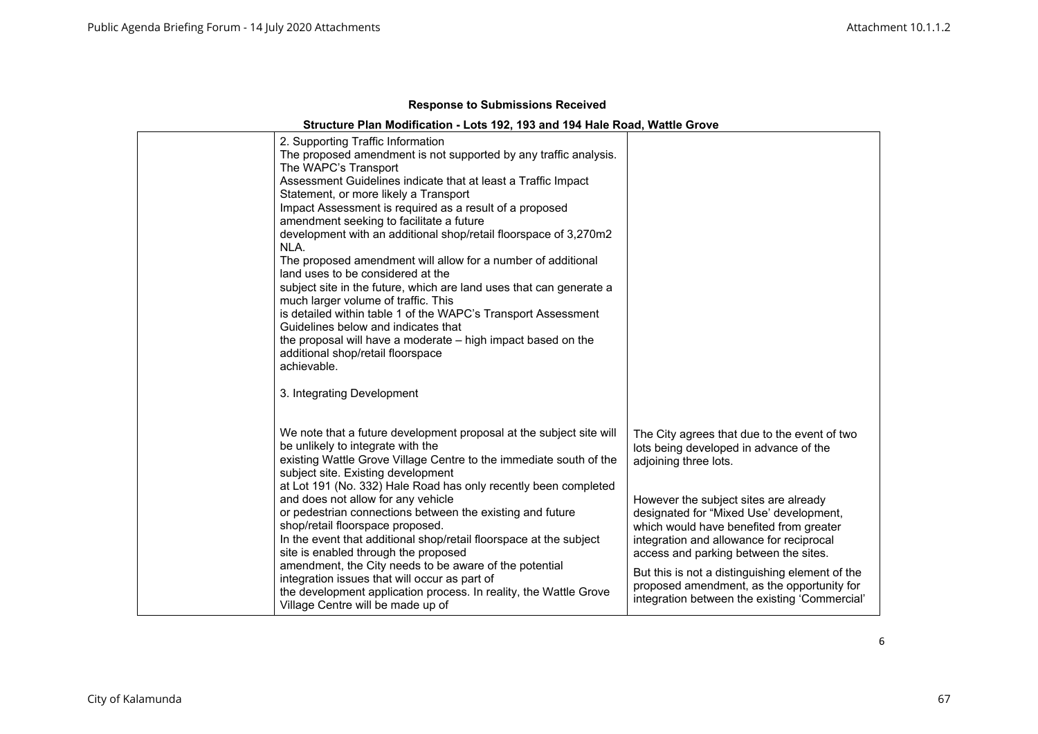**Response to Submissions Received**

**Structure Plan Modification - Lots 192, 193 and 194 Hale Road, Wattle Grove**

| | | |
|---|---|---|
| | 2. Supporting Traffic Information<br>The proposed amendment is not supported by any traffic analysis. The WAPC's Transport Assessment Guidelines indicate that at least a Traffic Impact Statement, or more likely a Transport Impact Assessment is required as a result of a proposed amendment seeking to facilitate a future development with an additional shop/retail floorspace of 3,270m2 NLA.<br>The proposed amendment will allow for a number of additional land uses to be considered at the subject site in the future, which are land uses that can generate a much larger volume of traffic. This is detailed within table 1 of the WAPC's Transport Assessment Guidelines below and indicates that the proposal will have a moderate – high impact based on the additional shop/retail floorspace achievable.<br><br>3. Integrating Development<br><br>We note that a future development proposal at the subject site will be unlikely to integrate with the existing Wattle Grove Village Centre to the immediate south of the subject site. Existing development at Lot 191 (No. 332) Hale Road has only recently been completed and does not allow for any vehicle or pedestrian connections between the existing and future shop/retail floorspace proposed.<br>In the event that additional shop/retail floorspace at the subject site is enabled through the proposed amendment, the City needs to be aware of the potential integration issues that will occur as part of the development application process. In reality, the Wattle Grove Village Centre will be made up of | The City agrees that due to the event of two lots being developed in advance of the adjoining three lots.<br><br>However the subject sites are already designated for "Mixed Use' development, which would have benefited from greater integration and allowance for reciprocal access and parking between the sites.<br><br>But this is not a distinguishing element of the proposed amendment, as the opportunity for integration between the existing 'Commercial' |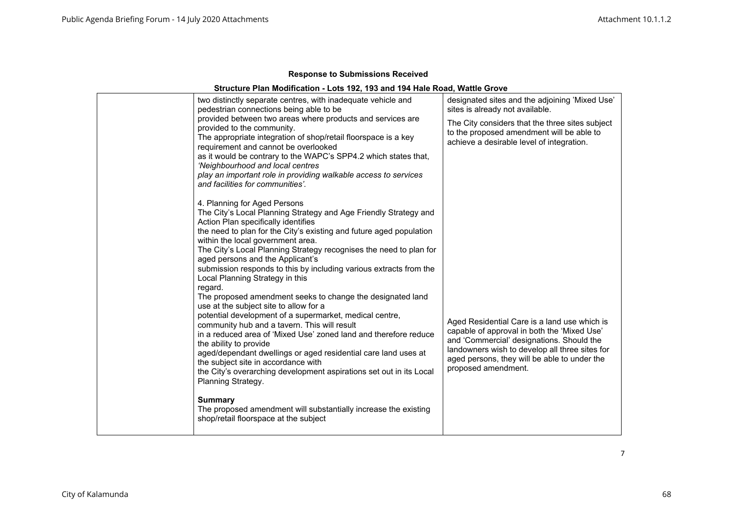**Response to Submissions Received**

**Structure Plan Modification - Lots 192, 193 and 194 Hale Road, Wattle Grove**

| | | |
|---|---|---|
| | two distinctly separate centres, with inadequate vehicle and pedestrian connections being able to be provided between two areas where products and services are provided to the community.<br>The appropriate integration of shop/retail floorspace is a key requirement and cannot be overlooked as it would be contrary to the WAPC's SPP4.2 which states that, *'Neighbourhood and local centres play an important role in providing walkable access to services and facilities for communities'.*<br><br>4. Planning for Aged Persons<br>The City's Local Planning Strategy and Age Friendly Strategy and Action Plan specifically identifies the need to plan for the City's existing and future aged population within the local government area.<br>The City's Local Planning Strategy recognises the need to plan for aged persons and the Applicant's submission responds to this by including various extracts from the Local Planning Strategy in this regard.<br>The proposed amendment seeks to change the designated land use at the subject site to allow for a potential development of a supermarket, medical centre, community hub and a tavern. This will result in a reduced area of 'Mixed Use' zoned land and therefore reduce the ability to provide aged/dependant dwellings or aged residential care land uses at the subject site in accordance with the City's overarching development aspirations set out in its Local Planning Strategy.<br><br>**Summary**<br>The proposed amendment will substantially increase the existing shop/retail floorspace at the subject | designated sites and the adjoining 'Mixed Use' sites is already not available.<br><br>The City considers that the three sites subject to the proposed amendment will be able to achieve a desirable level of integration.<br><br>Aged Residential Care is a land use which is capable of approval in both the 'Mixed Use' and 'Commercial' designations. Should the landowners wish to develop all three sites for aged persons, they will be able to under the proposed amendment. |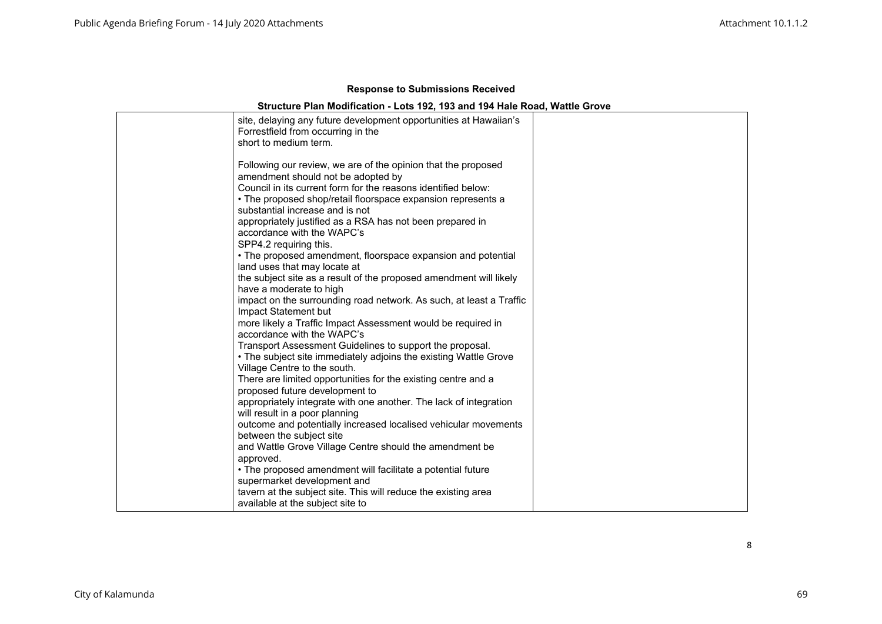**Response to Submissions Received**

**Structure Plan Modification - Lots 192, 193 and 194 Hale Road, Wattle Grove**

| | | |
|---|---|---|
| | site, delaying any future development opportunities at Hawaiian's Forrestfield from occurring in the short to medium term.<br><br>Following our review, we are of the opinion that the proposed amendment should not be adopted by Council in its current form for the reasons identified below:<br>• The proposed shop/retail floorspace expansion represents a substantial increase and is not appropriately justified as a RSA has not been prepared in accordance with the WAPC's SPP4.2 requiring this.<br>• The proposed amendment, floorspace expansion and potential land uses that may locate at the subject site as a result of the proposed amendment will likely have a moderate to high impact on the surrounding road network. As such, at least a Traffic Impact Statement but more likely a Traffic Impact Assessment would be required in accordance with the WAPC's Transport Assessment Guidelines to support the proposal.<br>• The subject site immediately adjoins the existing Wattle Grove Village Centre to the south. There are limited opportunities for the existing centre and a proposed future development to appropriately integrate with one another. The lack of integration will result in a poor planning outcome and potentially increased localised vehicular movements between the subject site and Wattle Grove Village Centre should the amendment be approved.<br>• The proposed amendment will facilitate a potential future supermarket development and tavern at the subject site. This will reduce the existing area available at the subject site to | |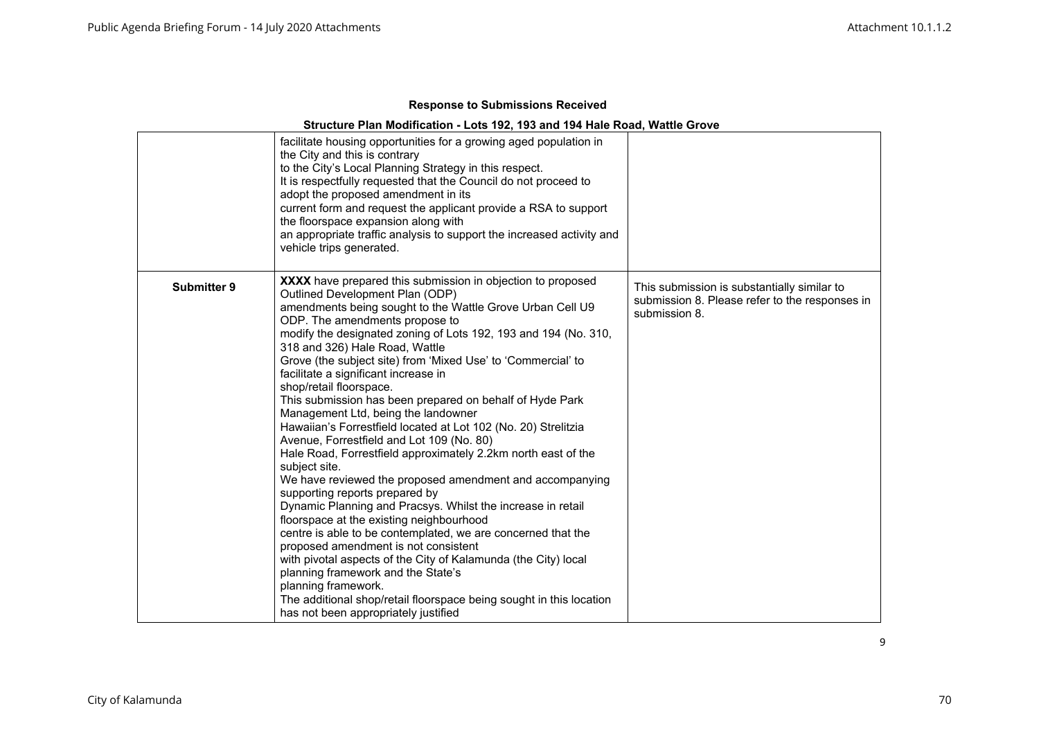**Response to Submissions Received**

**Structure Plan Modification - Lots 192, 193 and 194 Hale Road, Wattle Grove**

| | | |
|---|---|---|
| | facilitate housing opportunities for a growing aged population in the City and this is contrary to the City's Local Planning Strategy in this respect. It is respectfully requested that the Council do not proceed to adopt the proposed amendment in its current form and request the applicant provide a RSA to support the floorspace expansion along with an appropriate traffic analysis to support the increased activity and vehicle trips generated. | |
| **Submitter 9** | **XXXX** have prepared this submission in objection to proposed Outlined Development Plan (ODP) amendments being sought to the Wattle Grove Urban Cell U9 ODP. The amendments propose to modify the designated zoning of Lots 192, 193 and 194 (No. 310, 318 and 326) Hale Road, Wattle Grove (the subject site) from 'Mixed Use' to 'Commercial' to facilitate a significant increase in shop/retail floorspace. This submission has been prepared on behalf of Hyde Park Management Ltd, being the landowner Hawaiian's Forrestfield located at Lot 102 (No. 20) Strelitzia Avenue, Forrestfield and Lot 109 (No. 80) Hale Road, Forrestfield approximately 2.2km north east of the subject site. We have reviewed the proposed amendment and accompanying supporting reports prepared by Dynamic Planning and Pracsys. Whilst the increase in retail floorspace at the existing neighbourhood centre is able to be contemplated, we are concerned that the proposed amendment is not consistent with pivotal aspects of the City of Kalamunda (the City) local planning framework and the State's planning framework. The additional shop/retail floorspace being sought in this location has not been appropriately justified | This submission is substantially similar to submission 8. Please refer to the responses in submission 8. |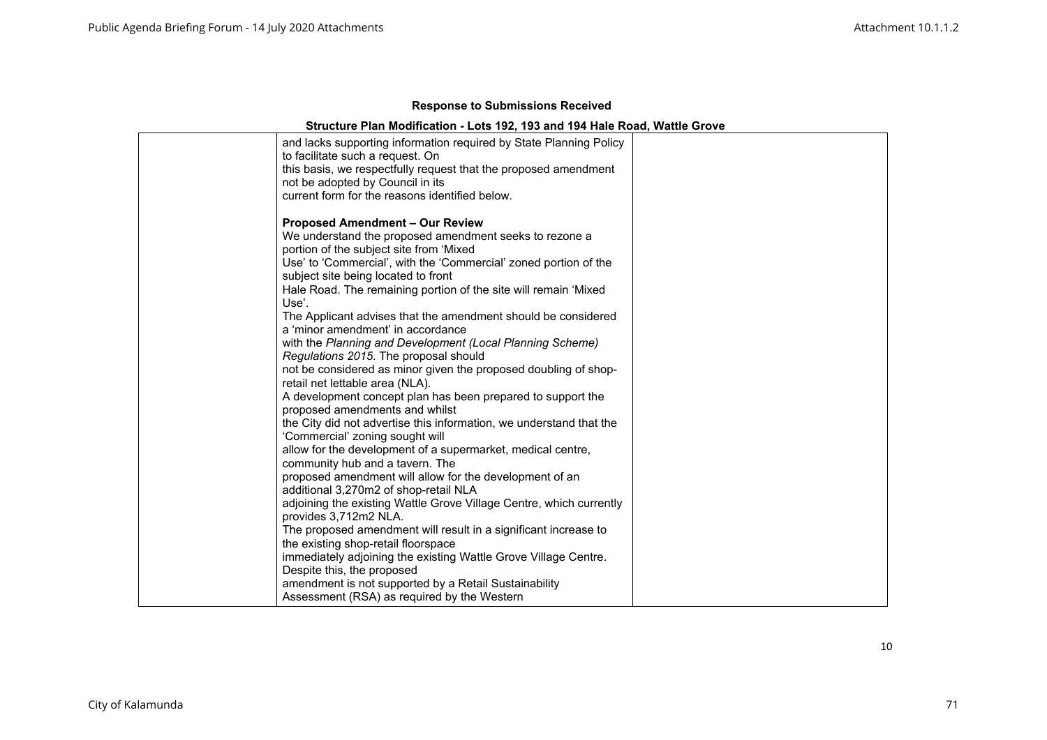**Response to Submissions Received**

**Structure Plan Modification - Lots 192, 193 and 194 Hale Road, Wattle Grove**

| | | |
|---|---|---|
| | and lacks supporting information required by State Planning Policy to facilitate such a request. On this basis, we respectfully request that the proposed amendment not be adopted by Council in its current form for the reasons identified below.<br><br>**Proposed Amendment – Our Review**<br>We understand the proposed amendment seeks to rezone a portion of the subject site from 'Mixed Use' to 'Commercial', with the 'Commercial' zoned portion of the subject site being located to front Hale Road. The remaining portion of the site will remain 'Mixed Use'.<br>The Applicant advises that the amendment should be considered a 'minor amendment' in accordance with the *Planning and Development (Local Planning Scheme) Regulations 2015*. The proposal should not be considered as minor given the proposed doubling of shop-retail net lettable area (NLA).<br>A development concept plan has been prepared to support the proposed amendments and whilst the City did not advertise this information, we understand that the 'Commercial' zoning sought will allow for the development of a supermarket, medical centre, community hub and a tavern. The proposed amendment will allow for the development of an additional 3,270m2 of shop-retail NLA adjoining the existing Wattle Grove Village Centre, which currently provides 3,712m2 NLA.<br>The proposed amendment will result in a significant increase to the existing shop-retail floorspace immediately adjoining the existing Wattle Grove Village Centre. Despite this, the proposed amendment is not supported by a Retail Sustainability Assessment (RSA) as required by the Western | |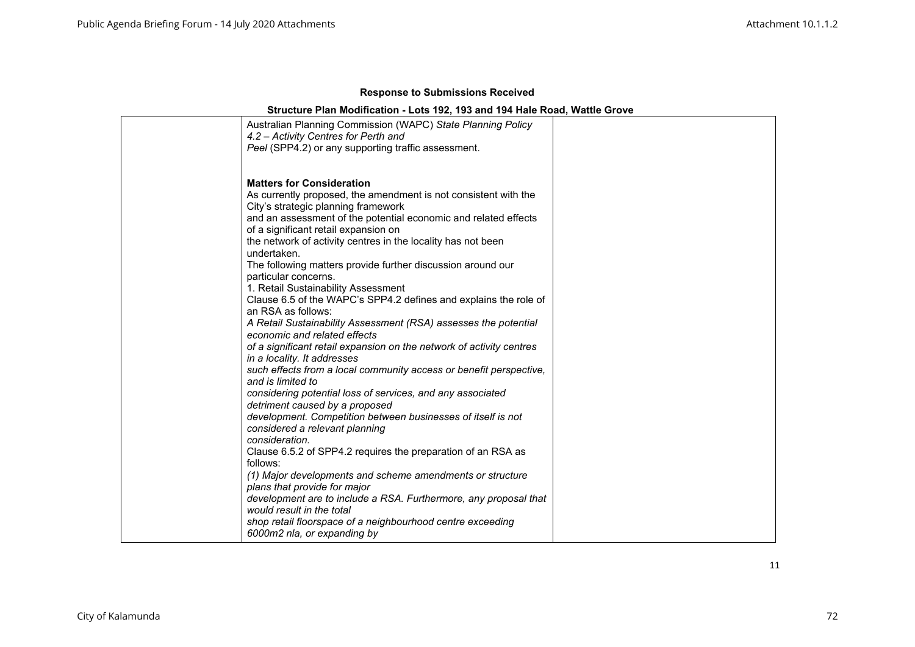**Response to Submissions Received**

**Structure Plan Modification - Lots 192, 193 and 194 Hale Road, Wattle Grove**

| | | |
|---|---|---|
| | Australian Planning Commission (WAPC) *State Planning Policy 4.2 – Activity Centres for Perth and Peel* (SPP4.2) or any supporting traffic assessment.<br><br>**Matters for Consideration**<br>As currently proposed, the amendment is not consistent with the City's strategic planning framework and an assessment of the potential economic and related effects of a significant retail expansion on the network of activity centres in the locality has not been undertaken.<br>The following matters provide further discussion around our particular concerns.<br>1. Retail Sustainability Assessment<br>Clause 6.5 of the WAPC's SPP4.2 defines and explains the role of an RSA as follows:<br>*A Retail Sustainability Assessment (RSA) assesses the potential economic and related effects of a significant retail expansion on the network of activity centres in a locality. It addresses such effects from a local community access or benefit perspective, and is limited to considering potential loss of services, and any associated detriment caused by a proposed development. Competition between businesses of itself is not considered a relevant planning consideration.*<br>Clause 6.5.2 of SPP4.2 requires the preparation of an RSA as follows:<br>*(1) Major developments and scheme amendments or structure plans that provide for major development are to include a RSA. Furthermore, any proposal that would result in the total shop retail floorspace of a neighbourhood centre exceeding 6000m2 nla, or expanding by* | |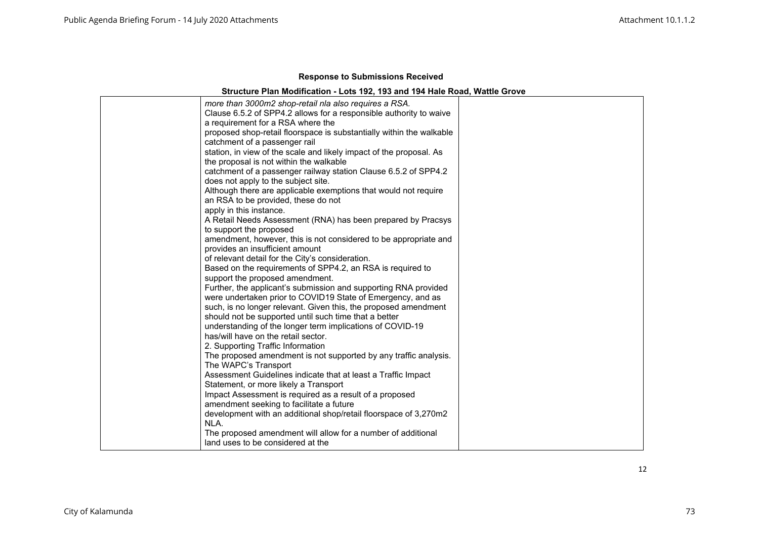**Response to Submissions Received**

**Structure Plan Modification - Lots 192, 193 and 194 Hale Road, Wattle Grove**

| | | |
|---|---|---|
| | *more than 3000m2 shop-retail nla also requires a RSA.*<br>Clause 6.5.2 of SPP4.2 allows for a responsible authority to waive a requirement for a RSA where the proposed shop-retail floorspace is substantially within the walkable catchment of a passenger rail station, in view of the scale and likely impact of the proposal. As the proposal is not within the walkable catchment of a passenger railway station Clause 6.5.2 of SPP4.2 does not apply to the subject site.<br>Although there are applicable exemptions that would not require an RSA to be provided, these do not apply in this instance.<br>A Retail Needs Assessment (RNA) has been prepared by Pracsys to support the proposed amendment, however, this is not considered to be appropriate and provides an insufficient amount of relevant detail for the City's consideration.<br>Based on the requirements of SPP4.2, an RSA is required to support the proposed amendment.<br>Further, the applicant's submission and supporting RNA provided were undertaken prior to COVID19 State of Emergency, and as such, is no longer relevant. Given this, the proposed amendment should not be supported until such time that a better understanding of the longer term implications of COVID-19 has/will have on the retail sector.<br>2. Supporting Traffic Information<br>The proposed amendment is not supported by any traffic analysis. The WAPC's Transport Assessment Guidelines indicate that at least a Traffic Impact Statement, or more likely a Transport Impact Assessment is required as a result of a proposed amendment seeking to facilitate a future development with an additional shop/retail floorspace of 3,270m2 NLA.<br>The proposed amendment will allow for a number of additional land uses to be considered at the | |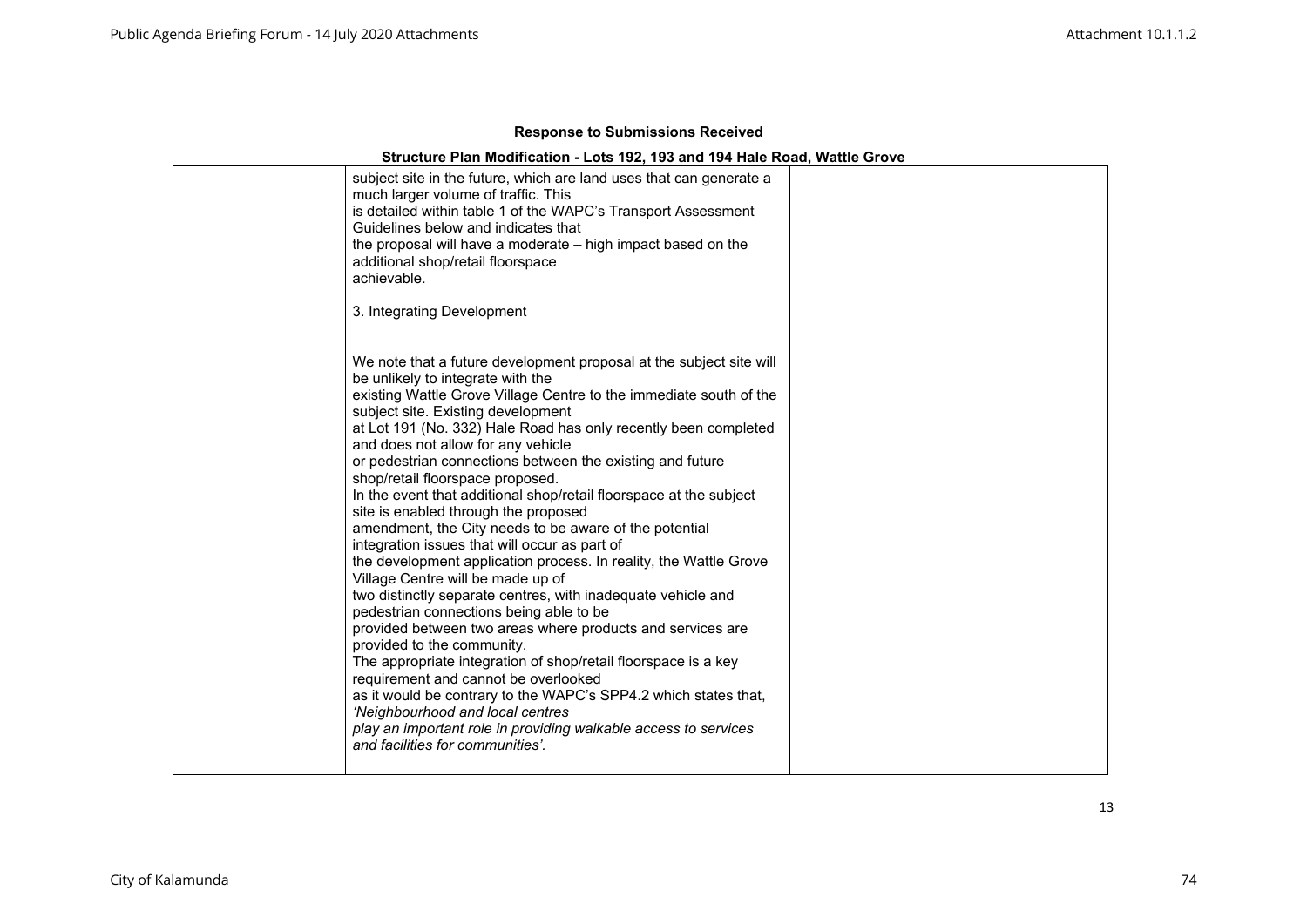**Response to Submissions Received**

**Structure Plan Modification - Lots 192, 193 and 194 Hale Road, Wattle Grove**

| | | |
|---|---|---|
| | subject site in the future, which are land uses that can generate a much larger volume of traffic. This is detailed within table 1 of the WAPC's Transport Assessment Guidelines below and indicates that the proposal will have a moderate – high impact based on the additional shop/retail floorspace achievable.<br><br>3. Integrating Development<br><br>We note that a future development proposal at the subject site will be unlikely to integrate with the existing Wattle Grove Village Centre to the immediate south of the subject site. Existing development at Lot 191 (No. 332) Hale Road has only recently been completed and does not allow for any vehicle or pedestrian connections between the existing and future shop/retail floorspace proposed.<br>In the event that additional shop/retail floorspace at the subject site is enabled through the proposed amendment, the City needs to be aware of the potential integration issues that will occur as part of the development application process. In reality, the Wattle Grove Village Centre will be made up of two distinctly separate centres, with inadequate vehicle and pedestrian connections being able to be provided between two areas where products and services are provided to the community.<br>The appropriate integration of shop/retail floorspace is a key requirement and cannot be overlooked as it would be contrary to the WAPC's SPP4.2 which states that, *'Neighbourhood and local centres play an important role in providing walkable access to services and facilities for communities'.* | |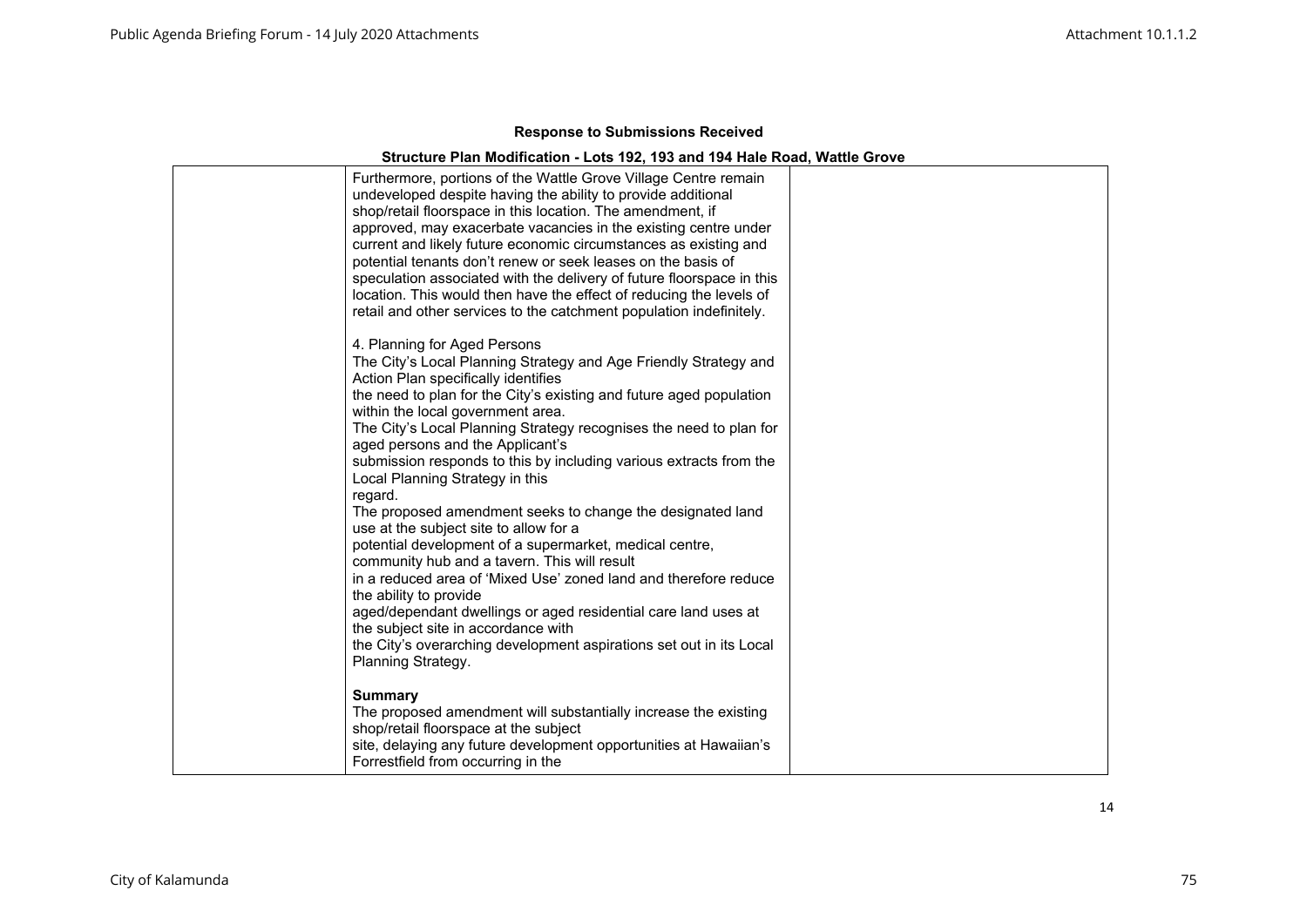**Response to Submissions Received**

**Structure Plan Modification - Lots 192, 193 and 194 Hale Road, Wattle Grove**

| | | |
|---|---|---|
| | Furthermore, portions of the Wattle Grove Village Centre remain undeveloped despite having the ability to provide additional shop/retail floorspace in this location. The amendment, if approved, may exacerbate vacancies in the existing centre under current and likely future economic circumstances as existing and potential tenants don't renew or seek leases on the basis of speculation associated with the delivery of future floorspace in this location. This would then have the effect of reducing the levels of retail and other services to the catchment population indefinitely.<br><br>4. Planning for Aged Persons<br>The City's Local Planning Strategy and Age Friendly Strategy and Action Plan specifically identifies the need to plan for the City's existing and future aged population within the local government area.<br>The City's Local Planning Strategy recognises the need to plan for aged persons and the Applicant's submission responds to this by including various extracts from the Local Planning Strategy in this regard.<br>The proposed amendment seeks to change the designated land use at the subject site to allow for a potential development of a supermarket, medical centre, community hub and a tavern. This will result in a reduced area of 'Mixed Use' zoned land and therefore reduce the ability to provide aged/dependant dwellings or aged residential care land uses at the subject site in accordance with the City's overarching development aspirations set out in its Local Planning Strategy.<br><br>**Summary**<br>The proposed amendment will substantially increase the existing shop/retail floorspace at the subject site, delaying any future development opportunities at Hawaiian's Forrestfield from occurring in the | |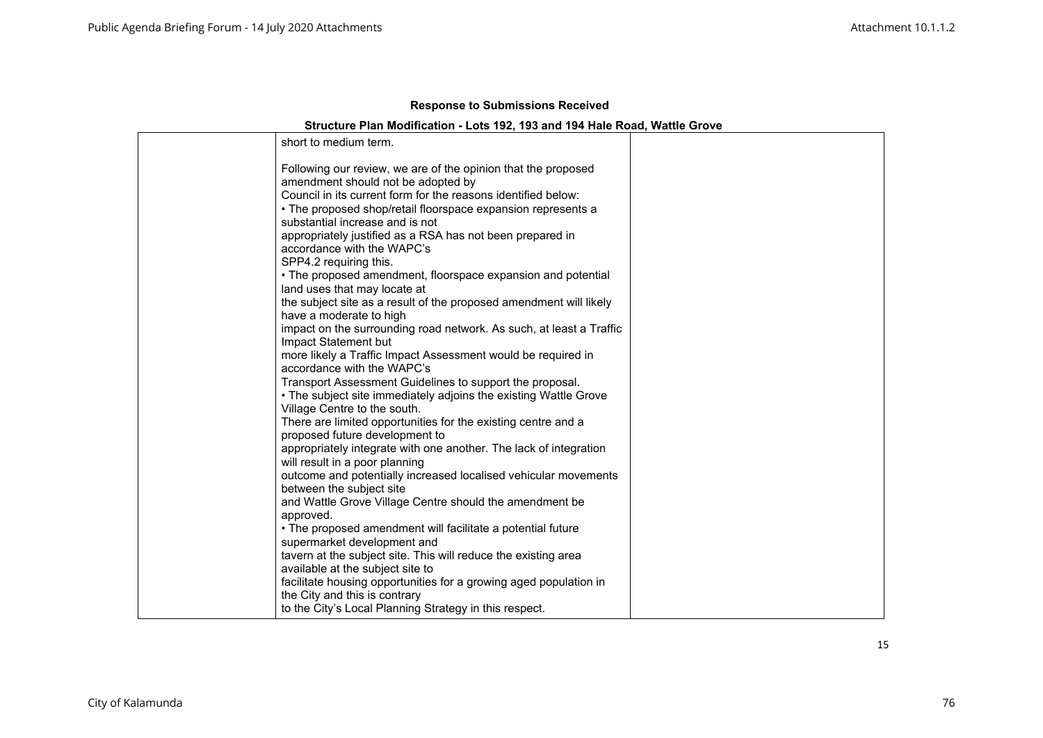**Response to Submissions Received**

**Structure Plan Modification - Lots 192, 193 and 194 Hale Road, Wattle Grove**

| | | |
|---|---|---|
| | short to medium term.<br><br>Following our review, we are of the opinion that the proposed amendment should not be adopted by Council in its current form for the reasons identified below:<br>• The proposed shop/retail floorspace expansion represents a substantial increase and is not appropriately justified as a RSA has not been prepared in accordance with the WAPC's SPP4.2 requiring this.<br>• The proposed amendment, floorspace expansion and potential land uses that may locate at the subject site as a result of the proposed amendment will likely have a moderate to high impact on the surrounding road network. As such, at least a Traffic Impact Statement but more likely a Traffic Impact Assessment would be required in accordance with the WAPC's Transport Assessment Guidelines to support the proposal.<br>• The subject site immediately adjoins the existing Wattle Grove Village Centre to the south. There are limited opportunities for the existing centre and a proposed future development to appropriately integrate with one another. The lack of integration will result in a poor planning outcome and potentially increased localised vehicular movements between the subject site and Wattle Grove Village Centre should the amendment be approved.<br>• The proposed amendment will facilitate a potential future supermarket development and tavern at the subject site. This will reduce the existing area available at the subject site to facilitate housing opportunities for a growing aged population in the City and this is contrary to the City's Local Planning Strategy in this respect. | |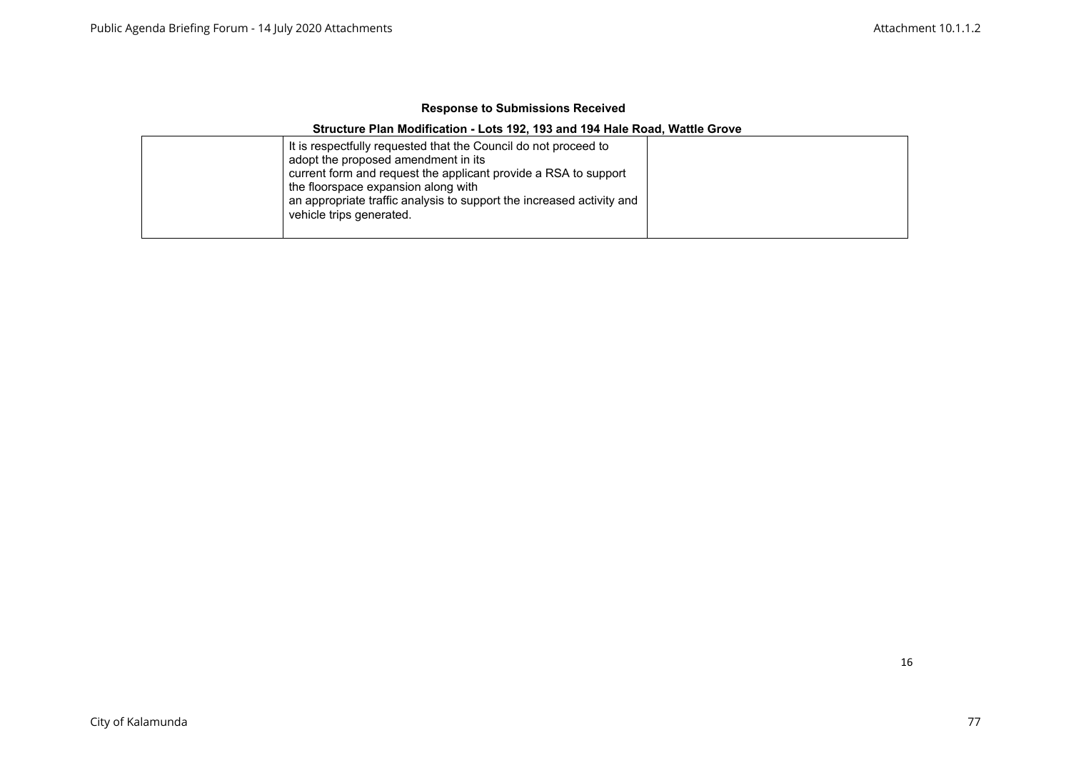**Response to Submissions Received**

**Structure Plan Modification - Lots 192, 193 and 194 Hale Road, Wattle Grove**

| | | |
|---|---|---|
| | It is respectfully requested that the Council do not proceed to adopt the proposed amendment in its current form and request the applicant provide a RSA to support the floorspace expansion along with an appropriate traffic analysis to support the increased activity and vehicle trips generated. | |